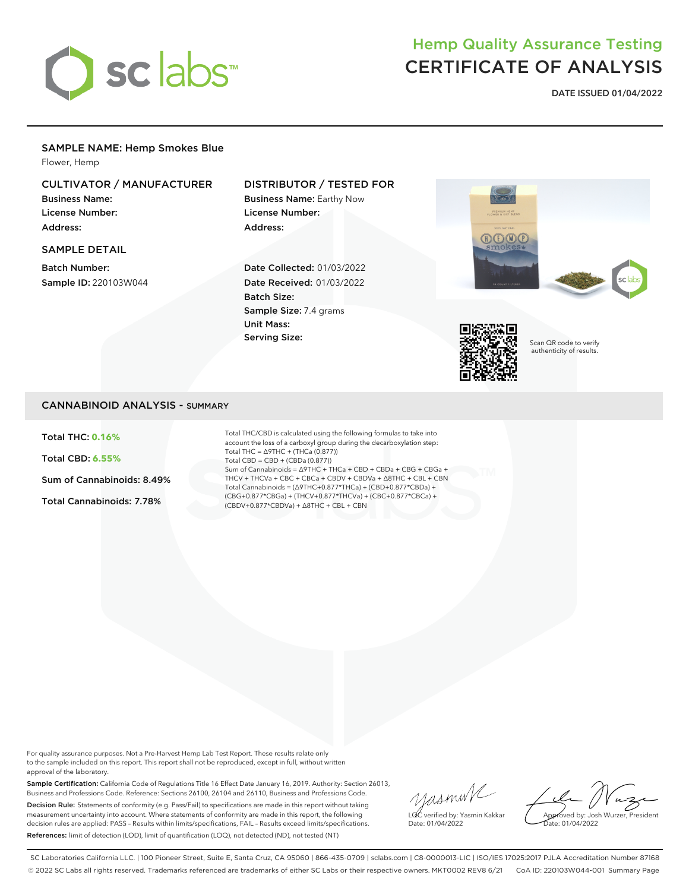# Hemp Quality Assurance Testing
# CERTIFICATE OF ANALYSIS

**DATE ISSUED 01/04/2022**

## SAMPLE NAME: Hemp Smokes Blue

Flower, Hemp

### CULTIVATOR / MANUFACTURER

**Business Name:**
**License Number:**
**Address:**

### DISTRIBUTOR / TESTED FOR

**Business Name:** Earthy Now
**License Number:**
**Address:**

### SAMPLE DETAIL

**Batch Number:**
**Sample ID:** 220103W044

**Date Collected:** 01/03/2022
**Date Received:** 01/03/2022
**Batch Size:**
**Sample Size:** 7.4 grams
**Unit Mass:**
**Serving Size:**

Scan QR code to verify authenticity of results.

## CANNABINOID ANALYSIS - SUMMARY

**Total THC: 0.16%**

**Total CBD: 6.55%**

**Sum of Cannabinoids: 8.49%**

**Total Cannabinoids: 7.78%**

Total THC/CBD is calculated using the following formulas to take into account the loss of a carboxyl group during the decarboxylation step:
Total THC = Δ9THC + (THCa (0.877))
Total CBD = CBD + (CBDa (0.877))
Sum of Cannabinoids = Δ9THC + THCa + CBD + CBDa + CBG + CBGa + THCV + THCVa + CBC + CBCa + CBDV + CBDVa + Δ8THC + CBL + CBN
Total Cannabinoids = (Δ9THC+0.877*THCa) + (CBD+0.877*CBDa) + (CBG+0.877*CBGa) + (THCV+0.877*THCVa) + (CBC+0.877*CBCa) + (CBDV+0.877*CBDVa) + Δ8THC + CBL + CBN

For quality assurance purposes. Not a Pre-Harvest Hemp Lab Test Report. These results relate only to the sample included on this report. This report shall not be reproduced, except in full, without written approval of the laboratory.

**Sample Certification:** California Code of Regulations Title 16 Effect Date January 16, 2019. Authority: Section 26013, Business and Professions Code. Reference: Sections 26100, 26104 and 26110, Business and Professions Code.

**Decision Rule:** Statements of conformity (e.g. Pass/Fail) to specifications are made in this report without taking measurement uncertainty into account. Where statements of conformity are made in this report, the following decision rules are applied: PASS - Results within limits/specifications, FAIL - Results exceed limits/specifications.

**References:** limit of detection (LOD), limit of quantification (LOQ), not detected (ND), not tested (NT)

LQC verified by: Yasmin Kakkar
Date: 01/04/2022

Approved by: Josh Wurzer, President
Date: 01/04/2022

SC Laboratories California LLC. | 100 Pioneer Street, Suite E, Santa Cruz, CA 95060 | 866-435-0709 | sclabs.com | C8-0000013-LIC | ISO/IES 17025:2017 PJLA Accreditation Number 87168
© 2022 SC Labs all rights reserved. Trademarks referenced are trademarks of either SC Labs or their respective owners. MKT0002 REV8 6/21 CoA ID: 220103W044-001 Summary Page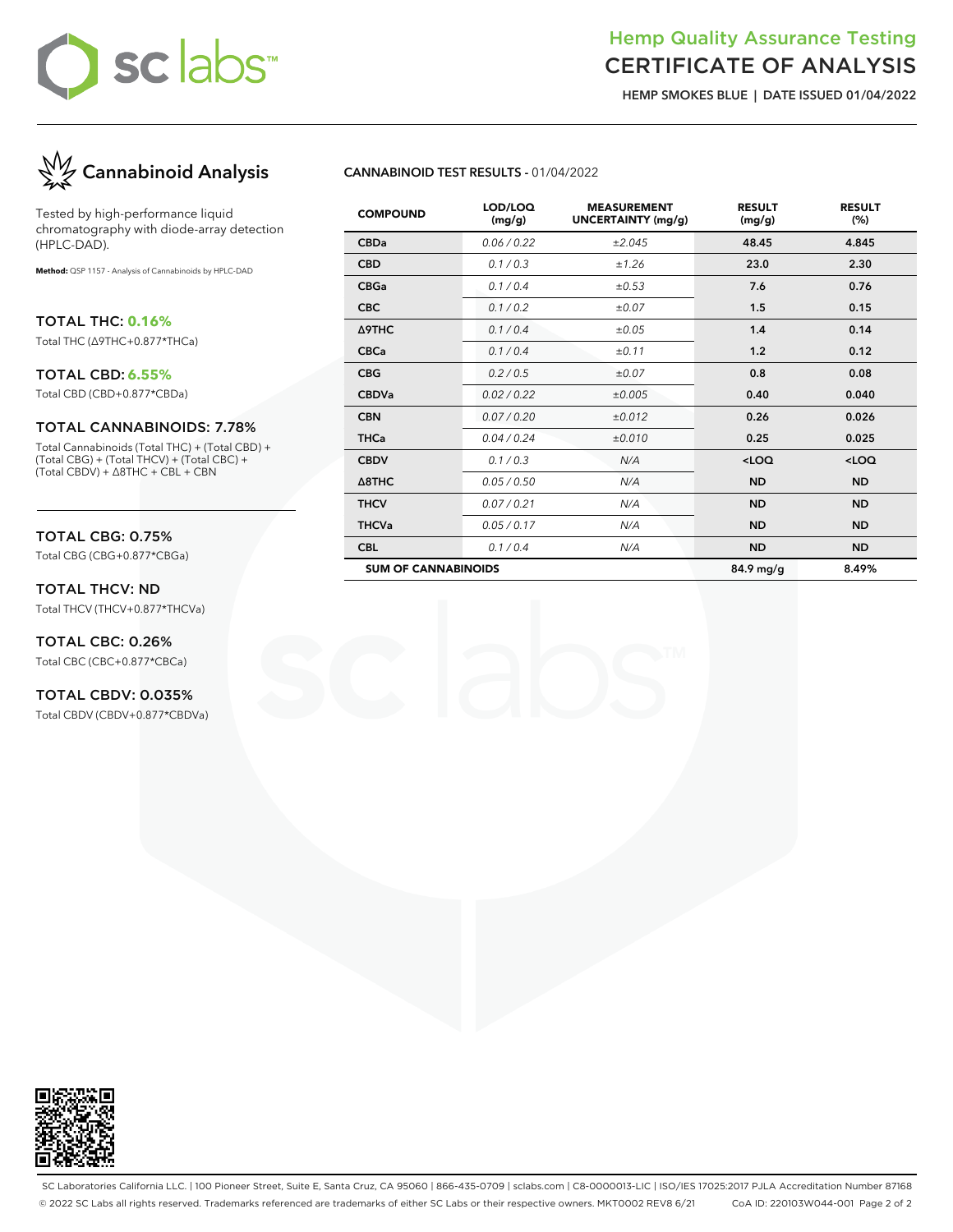# Hemp Quality Assurance Testing
# CERTIFICATE OF ANALYSIS

**HEMP SMOKES BLUE | DATE ISSUED 01/04/2022**

## Cannabinoid Analysis

Tested by high-performance liquid chromatography with diode-array detection (HPLC-DAD).

**Method:** QSP 1157 - Analysis of Cannabinoids by HPLC-DAD

**TOTAL THC: 0.16%**
Total THC (Δ9THC+0.877*THCa)

**TOTAL CBD: 6.55%**
Total CBD (CBD+0.877*CBDa)

**TOTAL CANNABINOIDS: 7.78%**
Total Cannabinoids (Total THC) + (Total CBD) + (Total CBG) + (Total THCV) + (Total CBC) + (Total CBDV) + Δ8THC + CBL + CBN

**TOTAL CBG: 0.75%**
Total CBG (CBG+0.877*CBGa)

**TOTAL THCV: ND**
Total THCV (THCV+0.877*THCVa)

**TOTAL CBC: 0.26%**
Total CBC (CBC+0.877*CBCa)

**TOTAL CBDV: 0.035%**
Total CBDV (CBDV+0.877*CBDVa)

**CANNABINOID TEST RESULTS** - 01/04/2022

| COMPOUND | LOD/LOQ (mg/g) | MEASUREMENT UNCERTAINTY (mg/g) | RESULT (mg/g) | RESULT (%) |
|---|---|---|---|---|
| CBDa | 0.06 / 0.22 | ±2.045 | 48.45 | 4.845 |
| CBD | 0.1 / 0.3 | ±1.26 | 23.0 | 2.30 |
| CBGa | 0.1 / 0.4 | ±0.53 | 7.6 | 0.76 |
| CBC | 0.1 / 0.2 | ±0.07 | 1.5 | 0.15 |
| Δ9THC | 0.1 / 0.4 | ±0.05 | 1.4 | 0.14 |
| CBCa | 0.1 / 0.4 | ±0.11 | 1.2 | 0.12 |
| CBG | 0.2 / 0.5 | ±0.07 | 0.8 | 0.08 |
| CBDVa | 0.02 / 0.22 | ±0.005 | 0.40 | 0.040 |
| CBN | 0.07 / 0.20 | ±0.012 | 0.26 | 0.026 |
| THCa | 0.04 / 0.24 | ±0.010 | 0.25 | 0.025 |
| CBDV | 0.1 / 0.3 | N/A | <LOQ | <LOQ |
| Δ8THC | 0.05 / 0.50 | N/A | ND | ND |
| THCV | 0.07 / 0.21 | N/A | ND | ND |
| THCVa | 0.05 / 0.17 | N/A | ND | ND |
| CBL | 0.1 / 0.4 | N/A | ND | ND |
| **SUM OF CANNABINOIDS** | | | 84.9 mg/g | 8.49% |

SC Laboratories California LLC. | 100 Pioneer Street, Suite E, Santa Cruz, CA 95060 | 866-435-0709 | sclabs.com | C8-0000013-LIC | ISO/IES 17025:2017 PJLA Accreditation Number 87168
© 2022 SC Labs all rights reserved. Trademarks referenced are trademarks of either SC Labs or their respective owners. MKT0002 REV8 6/21 CoA ID: 220103W044-001